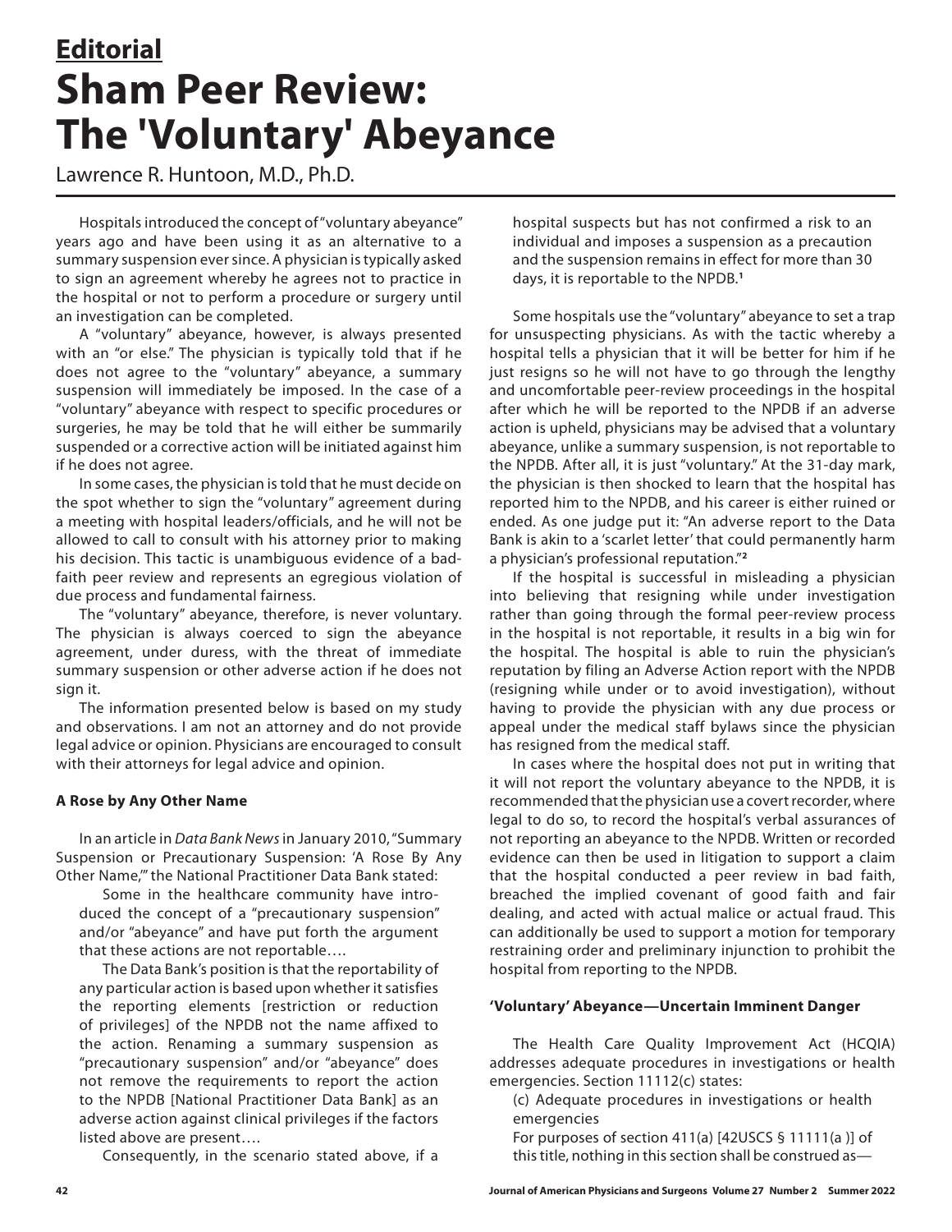**Editorial**

# Sham Peer Review: The 'Voluntary' Abeyance

Lawrence R. Huntoon, M.D., Ph.D.

Hospitals introduced the concept of "voluntary abeyance" years ago and have been using it as an alternative to a summary suspension ever since. A physician is typically asked to sign an agreement whereby he agrees not to practice in the hospital or not to perform a procedure or surgery until an investigation can be completed.

A "voluntary" abeyance, however, is always presented with an "or else." The physician is typically told that if he does not agree to the "voluntary" abeyance, a summary suspension will immediately be imposed. In the case of a "voluntary" abeyance with respect to specific procedures or surgeries, he may be told that he will either be summarily suspended or a corrective action will be initiated against him if he does not agree.

In some cases, the physician is told that he must decide on the spot whether to sign the "voluntary" agreement during a meeting with hospital leaders/officials, and he will not be allowed to call to consult with his attorney prior to making his decision. This tactic is unambiguous evidence of a bad-faith peer review and represents an egregious violation of due process and fundamental fairness.

The "voluntary" abeyance, therefore, is never voluntary. The physician is always coerced to sign the abeyance agreement, under duress, with the threat of immediate summary suspension or other adverse action if he does not sign it.

The information presented below is based on my study and observations. I am not an attorney and do not provide legal advice or opinion. Physicians are encouraged to consult with their attorneys for legal advice and opinion.

### A Rose by Any Other Name

In an article in *Data Bank News* in January 2010, "Summary Suspension or Precautionary Suspension: 'A Rose By Any Other Name,'" the National Practitioner Data Bank stated:

> Some in the healthcare community have introduced the concept of a "precautionary suspension" and/or "abeyance" and have put forth the argument that these actions are not reportable….
>
> The Data Bank's position is that the reportability of any particular action is based upon whether it satisfies the reporting elements [restriction or reduction of privileges] of the NPDB not the name affixed to the action. Renaming a summary suspension as "precautionary suspension" and/or "abeyance" does not remove the requirements to report the action to the NPDB [National Practitioner Data Bank] as an adverse action against clinical privileges if the factors listed above are present….
>
> Consequently, in the scenario stated above, if a hospital suspects but has not confirmed a risk to an individual and imposes a suspension as a precaution and the suspension remains in effect for more than 30 days, it is reportable to the NPDB.[1]

Some hospitals use the "voluntary" abeyance to set a trap for unsuspecting physicians. As with the tactic whereby a hospital tells a physician that it will be better for him if he just resigns so he will not have to go through the lengthy and uncomfortable peer-review proceedings in the hospital after which he will be reported to the NPDB if an adverse action is upheld, physicians may be advised that a voluntary abeyance, unlike a summary suspension, is not reportable to the NPDB. After all, it is just "voluntary." At the 31-day mark, the physician is then shocked to learn that the hospital has reported him to the NPDB, and his career is either ruined or ended. As one judge put it: "An adverse report to the Data Bank is akin to a 'scarlet letter' that could permanently harm a physician's professional reputation."[2]

If the hospital is successful in misleading a physician into believing that resigning while under investigation rather than going through the formal peer-review process in the hospital is not reportable, it results in a big win for the hospital. The hospital is able to ruin the physician's reputation by filing an Adverse Action report with the NPDB (resigning while under or to avoid investigation), without having to provide the physician with any due process or appeal under the medical staff bylaws since the physician has resigned from the medical staff.

In cases where the hospital does not put in writing that it will not report the voluntary abeyance to the NPDB, it is recommended that the physician use a covert recorder, where legal to do so, to record the hospital's verbal assurances of not reporting an abeyance to the NPDB. Written or recorded evidence can then be used in litigation to support a claim that the hospital conducted a peer review in bad faith, breached the implied covenant of good faith and fair dealing, and acted with actual malice or actual fraud. This can additionally be used to support a motion for temporary restraining order and preliminary injunction to prohibit the hospital from reporting to the NPDB.

### 'Voluntary' Abeyance—Uncertain Imminent Danger

The Health Care Quality Improvement Act (HCQIA) addresses adequate procedures in investigations or health emergencies. Section 11112(c) states:

> (c) Adequate procedures in investigations or health emergencies
>
> For purposes of section 411(a) [42USCS § 11111(a )] of this title, nothing in this section shall be construed as—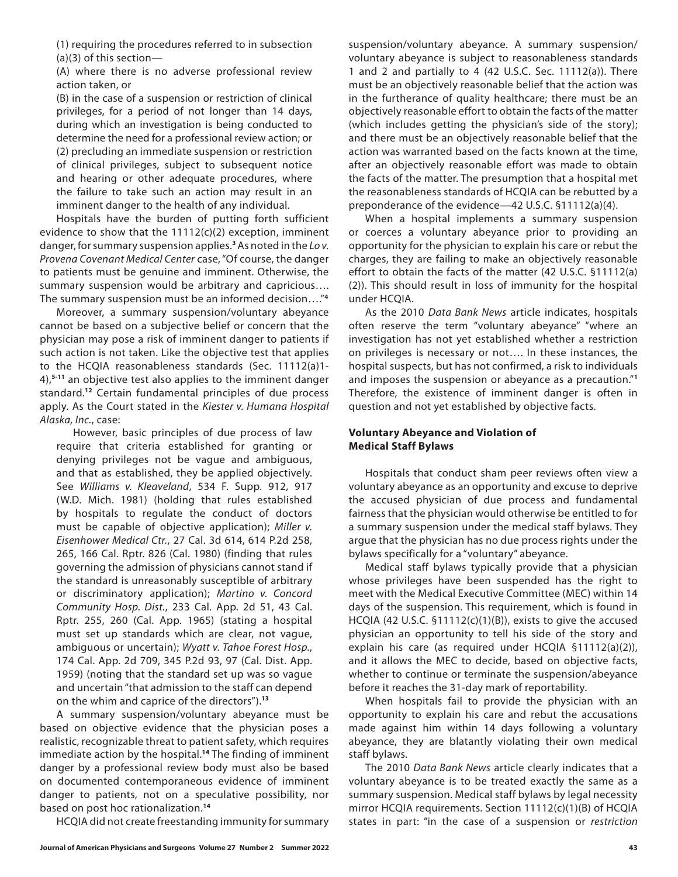(1) requiring the procedures referred to in subsection (a)(3) of this section—

(A) where there is no adverse professional review action taken, or

(B) in the case of a suspension or restriction of clinical privileges, for a period of not longer than 14 days, during which an investigation is being conducted to determine the need for a professional review action; or

(2) precluding an immediate suspension or restriction of clinical privileges, subject to subsequent notice and hearing or other adequate procedures, where the failure to take such an action may result in an imminent danger to the health of any individual.

Hospitals have the burden of putting forth sufficient evidence to show that the 11112(c)(2) exception, imminent danger, for summary suspension applies.[3] As noted in the *Lo v. Provena Covenant Medical Center* case, "Of course, the danger to patients must be genuine and imminent. Otherwise, the summary suspension would be arbitrary and capricious…. The summary suspension must be an informed decision…."[4]

Moreover, a summary suspension/voluntary abeyance cannot be based on a subjective belief or concern that the physician may pose a risk of imminent danger to patients if such action is not taken. Like the objective test that applies to the HCQIA reasonableness standards (Sec. 11112(a)1-4),[5-11] an objective test also applies to the imminent danger standard.[12] Certain fundamental principles of due process apply. As the Court stated in the *Kiester v. Humana Hospital Alaska, Inc.*, case:

> However, basic principles of due process of law require that criteria established for granting or denying privileges not be vague and ambiguous, and that as established, they be applied objectively. See *Williams v. Kleaveland*, 534 F. Supp. 912, 917 (W.D. Mich. 1981) (holding that rules established by hospitals to regulate the conduct of doctors must be capable of objective application); *Miller v. Eisenhower Medical Ctr.*, 27 Cal. 3d 614, 614 P.2d 258, 265, 166 Cal. Rptr. 826 (Cal. 1980) (finding that rules governing the admission of physicians cannot stand if the standard is unreasonably susceptible of arbitrary or discriminatory application); *Martino v. Concord Community Hosp. Dist.*, 233 Cal. App. 2d 51, 43 Cal. Rptr. 255, 260 (Cal. App. 1965) (stating a hospital must set up standards which are clear, not vague, ambiguous or uncertain); *Wyatt v. Tahoe Forest Hosp.*, 174 Cal. App. 2d 709, 345 P.2d 93, 97 (Cal. Dist. App. 1959) (noting that the standard set up was so vague and uncertain "that admission to the staff can depend on the whim and caprice of the directors").[13]

A summary suspension/voluntary abeyance must be based on objective evidence that the physician poses a realistic, recognizable threat to patient safety, which requires immediate action by the hospital.[14] The finding of imminent danger by a professional review body must also be based on documented contemporaneous evidence of imminent danger to patients, not on a speculative possibility, nor based on post hoc rationalization.[14]

HCQIA did not create freestanding immunity for summary suspension/voluntary abeyance. A summary suspension/voluntary abeyance is subject to reasonableness standards 1 and 2 and partially to 4 (42 U.S.C. Sec. 11112(a)). There must be an objectively reasonable belief that the action was in the furtherance of quality healthcare; there must be an objectively reasonable effort to obtain the facts of the matter (which includes getting the physician's side of the story); and there must be an objectively reasonable belief that the action was warranted based on the facts known at the time, after an objectively reasonable effort was made to obtain the facts of the matter. The presumption that a hospital met the reasonableness standards of HCQIA can be rebutted by a preponderance of the evidence—42 U.S.C. §11112(a)(4).

When a hospital implements a summary suspension or coerces a voluntary abeyance prior to providing an opportunity for the physician to explain his care or rebut the charges, they are failing to make an objectively reasonable effort to obtain the facts of the matter (42 U.S.C. §11112(a)(2)). This should result in loss of immunity for the hospital under HCQIA.

As the 2010 *Data Bank News* article indicates, hospitals often reserve the term "voluntary abeyance" "where an investigation has not yet established whether a restriction on privileges is necessary or not…. In these instances, the hospital suspects, but has not confirmed, a risk to individuals and imposes the suspension or abeyance as a precaution."[1] Therefore, the existence of imminent danger is often in question and not yet established by objective facts.

### Voluntary Abeyance and Violation of Medical Staff Bylaws

Hospitals that conduct sham peer reviews often view a voluntary abeyance as an opportunity and excuse to deprive the accused physician of due process and fundamental fairness that the physician would otherwise be entitled to for a summary suspension under the medical staff bylaws. They argue that the physician has no due process rights under the bylaws specifically for a "voluntary" abeyance.

Medical staff bylaws typically provide that a physician whose privileges have been suspended has the right to meet with the Medical Executive Committee (MEC) within 14 days of the suspension. This requirement, which is found in HCQIA (42 U.S.C. §11112(c)(1)(B)), exists to give the accused physician an opportunity to tell his side of the story and explain his care (as required under HCQIA §11112(a)(2)), and it allows the MEC to decide, based on objective facts, whether to continue or terminate the suspension/abeyance before it reaches the 31-day mark of reportability.

When hospitals fail to provide the physician with an opportunity to explain his care and rebut the accusations made against him within 14 days following a voluntary abeyance, they are blatantly violating their own medical staff bylaws.

The 2010 *Data Bank News* article clearly indicates that a voluntary abeyance is to be treated exactly the same as a summary suspension. Medical staff bylaws by legal necessity mirror HCQIA requirements. Section 11112(c)(1)(B) of HCQIA states in part: "in the case of a suspension or *restriction*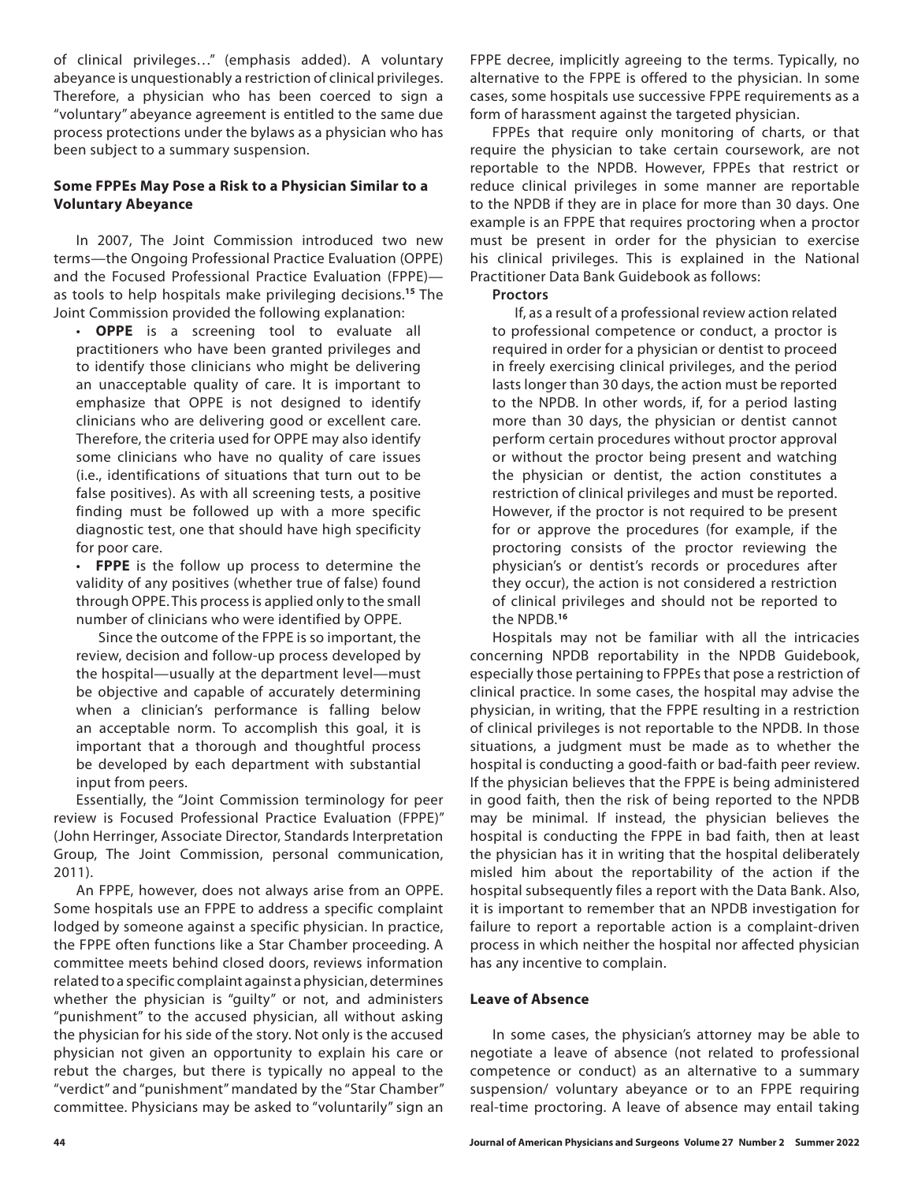of clinical privileges…" (emphasis added). A voluntary abeyance is unquestionably a restriction of clinical privileges. Therefore, a physician who has been coerced to sign a "voluntary" abeyance agreement is entitled to the same due process protections under the bylaws as a physician who has been subject to a summary suspension.

### Some FPPEs May Pose a Risk to a Physician Similar to a Voluntary Abeyance

In 2007, The Joint Commission introduced two new terms—the Ongoing Professional Practice Evaluation (OPPE) and the Focused Professional Practice Evaluation (FPPE)—as tools to help hospitals make privileging decisions.[15] The Joint Commission provided the following explanation:

- **OPPE** is a screening tool to evaluate all practitioners who have been granted privileges and to identify those clinicians who might be delivering an unacceptable quality of care. It is important to emphasize that OPPE is not designed to identify clinicians who are delivering good or excellent care. Therefore, the criteria used for OPPE may also identify some clinicians who have no quality of care issues (i.e., identifications of situations that turn out to be false positives). As with all screening tests, a positive finding must be followed up with a more specific diagnostic test, one that should have high specificity for poor care.
- **FPPE** is the follow up process to determine the validity of any positives (whether true of false) found through OPPE. This process is applied only to the small number of clinicians who were identified by OPPE.

  Since the outcome of the FPPE is so important, the review, decision and follow-up process developed by the hospital—usually at the department level—must be objective and capable of accurately determining when a clinician's performance is falling below an acceptable norm. To accomplish this goal, it is important that a thorough and thoughtful process be developed by each department with substantial input from peers.

Essentially, the "Joint Commission terminology for peer review is Focused Professional Practice Evaluation (FPPE)" (John Herringer, Associate Director, Standards Interpretation Group, The Joint Commission, personal communication, 2011).

An FPPE, however, does not always arise from an OPPE. Some hospitals use an FPPE to address a specific complaint lodged by someone against a specific physician. In practice, the FPPE often functions like a Star Chamber proceeding. A committee meets behind closed doors, reviews information related to a specific complaint against a physician, determines whether the physician is "guilty" or not, and administers "punishment" to the accused physician, all without asking the physician for his side of the story. Not only is the accused physician not given an opportunity to explain his care or rebut the charges, but there is typically no appeal to the "verdict" and "punishment" mandated by the "Star Chamber" committee. Physicians may be asked to "voluntarily" sign an FPPE decree, implicitly agreeing to the terms. Typically, no alternative to the FPPE is offered to the physician. In some cases, some hospitals use successive FPPE requirements as a form of harassment against the targeted physician.

FPPEs that require only monitoring of charts, or that require the physician to take certain coursework, are not reportable to the NPDB. However, FPPEs that restrict or reduce clinical privileges in some manner are reportable to the NPDB if they are in place for more than 30 days. One example is an FPPE that requires proctoring when a proctor must be present in order for the physician to exercise his clinical privileges. This is explained in the National Practitioner Data Bank Guidebook as follows:

> **Proctors**
>
> If, as a result of a professional review action related to professional competence or conduct, a proctor is required in order for a physician or dentist to proceed in freely exercising clinical privileges, and the period lasts longer than 30 days, the action must be reported to the NPDB. In other words, if, for a period lasting more than 30 days, the physician or dentist cannot perform certain procedures without proctor approval or without the proctor being present and watching the physician or dentist, the action constitutes a restriction of clinical privileges and must be reported. However, if the proctor is not required to be present for or approve the procedures (for example, if the proctoring consists of the proctor reviewing the physician's or dentist's records or procedures after they occur), the action is not considered a restriction of clinical privileges and should not be reported to the NPDB.[16]

Hospitals may not be familiar with all the intricacies concerning NPDB reportability in the NPDB Guidebook, especially those pertaining to FPPEs that pose a restriction of clinical practice. In some cases, the hospital may advise the physician, in writing, that the FPPE resulting in a restriction of clinical privileges is not reportable to the NPDB. In those situations, a judgment must be made as to whether the hospital is conducting a good-faith or bad-faith peer review. If the physician believes that the FPPE is being administered in good faith, then the risk of being reported to the NPDB may be minimal. If instead, the physician believes the hospital is conducting the FPPE in bad faith, then at least the physician has it in writing that the hospital deliberately misled him about the reportability of the action if the hospital subsequently files a report with the Data Bank. Also, it is important to remember that an NPDB investigation for failure to report a reportable action is a complaint-driven process in which neither the hospital nor affected physician has any incentive to complain.

### Leave of Absence

In some cases, the physician's attorney may be able to negotiate a leave of absence (not related to professional competence or conduct) as an alternative to a summary suspension/ voluntary abeyance or to an FPPE requiring real-time proctoring. A leave of absence may entail taking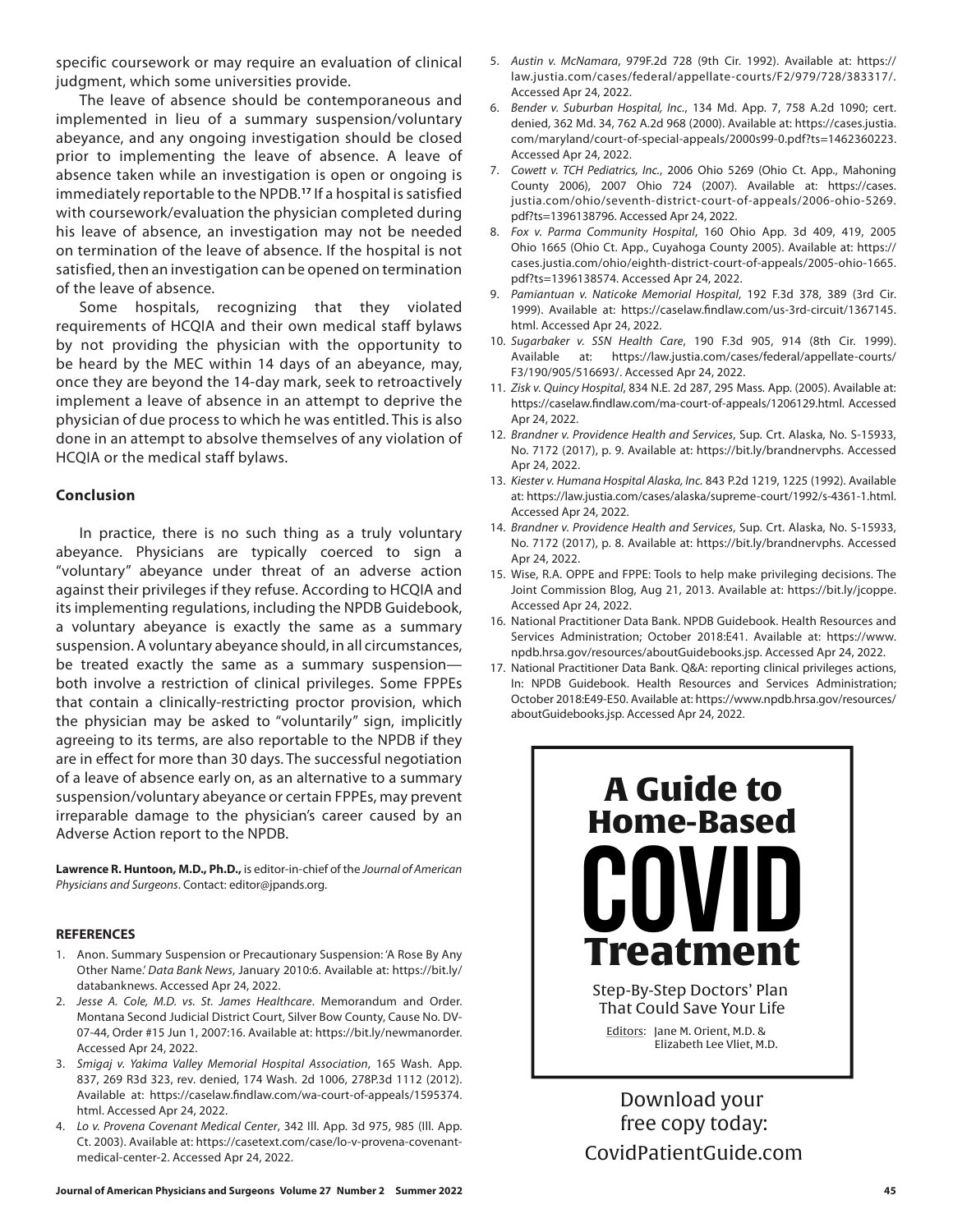specific coursework or may require an evaluation of clinical judgment, which some universities provide.

The leave of absence should be contemporaneous and implemented in lieu of a summary suspension/voluntary abeyance, and any ongoing investigation should be closed prior to implementing the leave of absence. A leave of absence taken while an investigation is open or ongoing is immediately reportable to the NPDB.[17] If a hospital is satisfied with coursework/evaluation the physician completed during his leave of absence, an investigation may not be needed on termination of the leave of absence. If the hospital is not satisfied, then an investigation can be opened on termination of the leave of absence.

Some hospitals, recognizing that they violated requirements of HCQIA and their own medical staff bylaws by not providing the physician with the opportunity to be heard by the MEC within 14 days of an abeyance, may, once they are beyond the 14-day mark, seek to retroactively implement a leave of absence in an attempt to deprive the physician of due process to which he was entitled. This is also done in an attempt to absolve themselves of any violation of HCQIA or the medical staff bylaws.

## Conclusion

In practice, there is no such thing as a truly voluntary abeyance. Physicians are typically coerced to sign a "voluntary" abeyance under threat of an adverse action against their privileges if they refuse. According to HCQIA and its implementing regulations, including the NPDB Guidebook, a voluntary abeyance is exactly the same as a summary suspension. A voluntary abeyance should, in all circumstances, be treated exactly the same as a summary suspension—both involve a restriction of clinical privileges. Some FPPEs that contain a clinically-restricting proctor provision, which the physician may be asked to "voluntarily" sign, implicitly agreeing to its terms, are also reportable to the NPDB if they are in effect for more than 30 days. The successful negotiation of a leave of absence early on, as an alternative to a summary suspension/voluntary abeyance or certain FPPEs, may prevent irreparable damage to the physician's career caused by an Adverse Action report to the NPDB.

**Lawrence R. Huntoon, M.D., Ph.D.,** is editor-in-chief of the *Journal of American Physicians and Surgeons*. Contact: editor@jpands.org.

### REFERENCES

1. Anon. Summary Suspension or Precautionary Suspension: 'A Rose By Any Other Name.' *Data Bank News*, January 2010:6. Available at: https://bit.ly/databanknews. Accessed Apr 24, 2022.
2. *Jesse A. Cole, M.D. vs. St. James Healthcare.* Memorandum and Order. Montana Second Judicial District Court, Silver Bow County, Cause No. DV-07-44, Order #15 Jun 1, 2007:16. Available at: https://bit.ly/newmanorder. Accessed Apr 24, 2022.
3. *Smigaj v. Yakima Valley Memorial Hospital Association*, 165 Wash. App. 837, 269 R3d 323, rev. denied, 174 Wash. 2d 1006, 278P.3d 1112 (2012). Available at: https://caselaw.findlaw.com/wa-court-of-appeals/1595374.html. Accessed Apr 24, 2022.
4. *Lo v. Provena Covenant Medical Center*, 342 Ill. App. 3d 975, 985 (Ill. App. Ct. 2003). Available at: https://casetext.com/case/lo-v-provena-covenant-medical-center-2. Accessed Apr 24, 2022.
5. *Austin v. McNamara*, 979F.2d 728 (9th Cir. 1992). Available at: https://law.justia.com/cases/federal/appellate-courts/F2/979/728/383317/. Accessed Apr 24, 2022.
6. *Bender v. Suburban Hospital, Inc.*, 134 Md. App. 7, 758 A.2d 1090; cert. denied, 362 Md. 34, 762 A.2d 968 (2000). Available at: https://cases.justia.com/maryland/court-of-special-appeals/2000s99-0.pdf?ts=1462360223. Accessed Apr 24, 2022.
7. *Cowett v. TCH Pediatrics, Inc.*, 2006 Ohio 5269 (Ohio Ct. App., Mahoning County 2006), 2007 Ohio 724 (2007). Available at: https://cases.justia.com/ohio/seventh-district-court-of-appeals/2006-ohio-5269.pdf?ts=1396138796. Accessed Apr 24, 2022.
8. *Fox v. Parma Community Hospital*, 160 Ohio App. 3d 409, 419, 2005 Ohio 1665 (Ohio Ct. App., Cuyahoga County 2005). Available at: https://cases.justia.com/ohio/eighth-district-court-of-appeals/2005-ohio-1665.pdf?ts=1396138574. Accessed Apr 24, 2022.
9. *Pamiantuan v. Naticoke Memorial Hospital*, 192 F.3d 378, 389 (3rd Cir. 1999). Available at: https://caselaw.findlaw.com/us-3rd-circuit/1367145.html. Accessed Apr 24, 2022.
10. *Sugarbaker v. SSN Health Care*, 190 F.3d 905, 914 (8th Cir. 1999). Available at: https://law.justia.com/cases/federal/appellate-courts/F3/190/905/516693/. Accessed Apr 24, 2022.
11. *Zisk v. Quincy Hospital*, 834 N.E. 2d 287, 295 Mass. App. (2005). Available at: https://caselaw.findlaw.com/ma-court-of-appeals/1206129.html. Accessed Apr 24, 2022.
12. *Brandner v. Providence Health and Services*, Sup. Crt. Alaska, No. S-15933, No. 7172 (2017), p. 9. Available at: https://bit.ly/brandnervphs. Accessed Apr 24, 2022.
13. *Kiester v. Humana Hospital Alaska, Inc.* 843 P.2d 1219, 1225 (1992). Available at: https://law.justia.com/cases/alaska/supreme-court/1992/s-4361-1.html. Accessed Apr 24, 2022.
14. *Brandner v. Providence Health and Services*, Sup. Crt. Alaska, No. S-15933, No. 7172 (2017), p. 8. Available at: https://bit.ly/brandnervphs. Accessed Apr 24, 2022.
15. Wise, R.A. OPPE and FPPE: Tools to help make privileging decisions. The Joint Commission Blog, Aug 21, 2013. Available at: https://bit.ly/jcoppe. Accessed Apr 24, 2022.
16. National Practitioner Data Bank. NPDB Guidebook. Health Resources and Services Administration; October 2018:E41. Available at: https://www.npdb.hrsa.gov/resources/aboutGuidebooks.jsp. Accessed Apr 24, 2022.
17. National Practitioner Data Bank. Q&A: reporting clinical privileges actions, In: NPDB Guidebook. Health Resources and Services Administration; October 2018:E49-E50. Available at: https://www.npdb.hrsa.gov/resources/aboutGuidebooks.jsp. Accessed Apr 24, 2022.

**A Guide to Home-Based COVID Treatment**

Step-By-Step Doctors' Plan That Could Save Your Life

Editors: Jane M. Orient, M.D. & Elizabeth Lee Vliet, M.D.

Download your free copy today: CovidPatientGuide.com